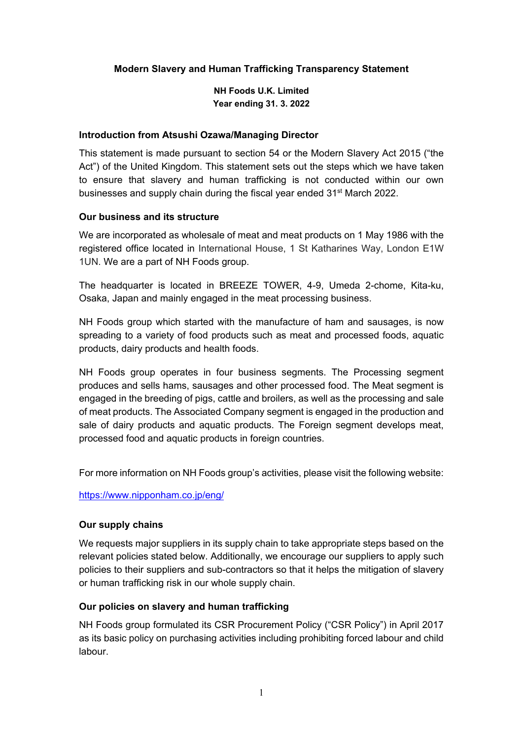# Modern Slavery and Human Trafficking Transparency Statement

**NH Foods U.K. Limited**
**Year ending 31. 3. 2022**

## Introduction from Atsushi Ozawa/Managing Director

This statement is made pursuant to section 54 or the Modern Slavery Act 2015 ("the Act") of the United Kingdom. This statement sets out the steps which we have taken to ensure that slavery and human trafficking is not conducted within our own businesses and supply chain during the fiscal year ended 31st March 2022.

## Our business and its structure

We are incorporated as wholesale of meat and meat products on 1 May 1986 with the registered office located in International House, 1 St Katharines Way, London E1W 1UN. We are a part of NH Foods group.

The headquarter is located in BREEZE TOWER, 4-9, Umeda 2-chome, Kita-ku, Osaka, Japan and mainly engaged in the meat processing business.

NH Foods group which started with the manufacture of ham and sausages, is now spreading to a variety of food products such as meat and processed foods, aquatic products, dairy products and health foods.

NH Foods group operates in four business segments. The Processing segment produces and sells hams, sausages and other processed food. The Meat segment is engaged in the breeding of pigs, cattle and broilers, as well as the processing and sale of meat products. The Associated Company segment is engaged in the production and sale of dairy products and aquatic products. The Foreign segment develops meat, processed food and aquatic products in foreign countries.

For more information on NH Foods group's activities, please visit the following website:

https://www.nipponham.co.jp/eng/

## Our supply chains

We requests major suppliers in its supply chain to take appropriate steps based on the relevant policies stated below. Additionally, we encourage our suppliers to apply such policies to their suppliers and sub-contractors so that it helps the mitigation of slavery or human trafficking risk in our whole supply chain.

## Our policies on slavery and human trafficking

NH Foods group formulated its CSR Procurement Policy ("CSR Policy") in April 2017 as its basic policy on purchasing activities including prohibiting forced labour and child labour.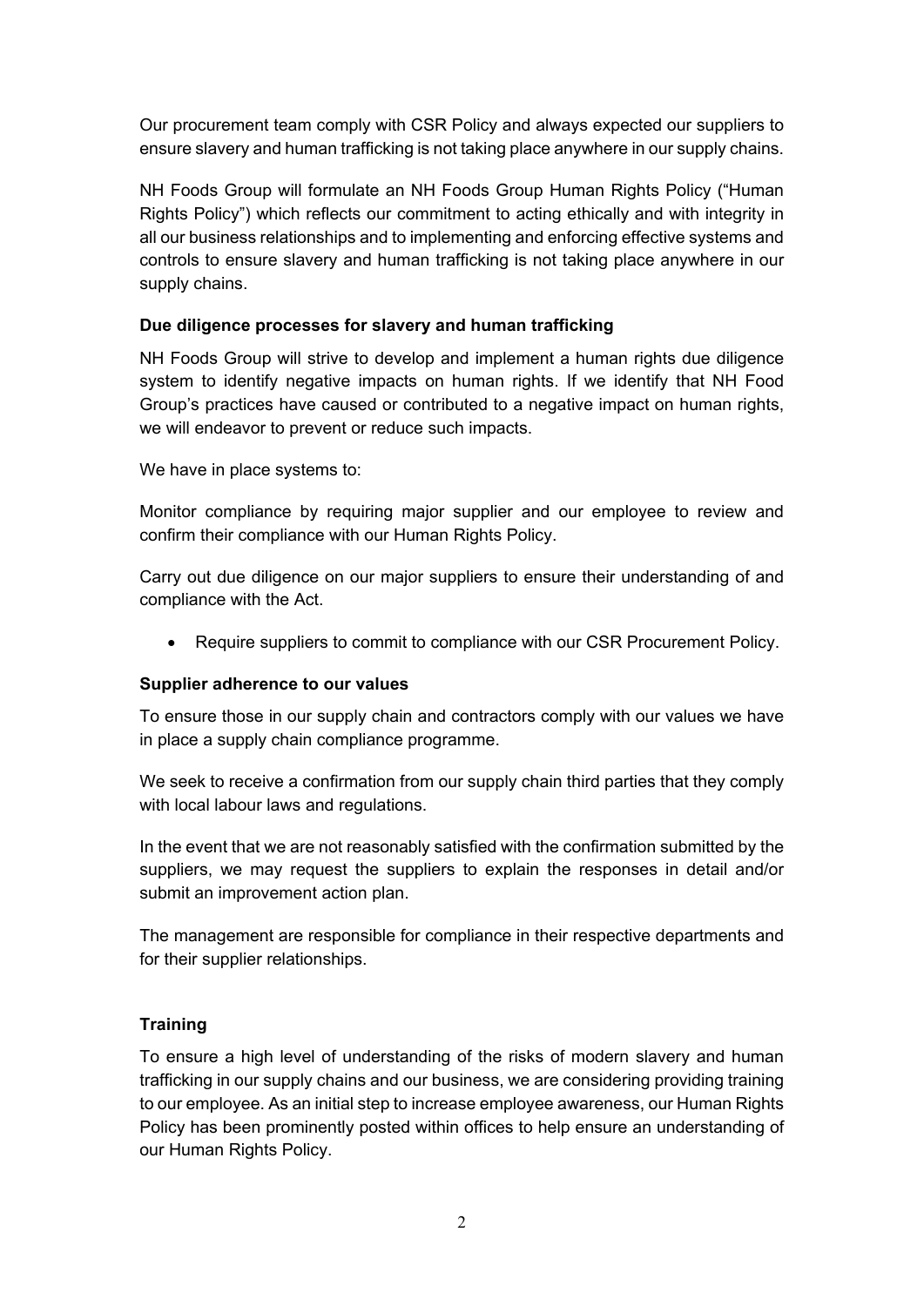Our procurement team comply with CSR Policy and always expected our suppliers to ensure slavery and human trafficking is not taking place anywhere in our supply chains.

NH Foods Group will formulate an NH Foods Group Human Rights Policy ("Human Rights Policy") which reflects our commitment to acting ethically and with integrity in all our business relationships and to implementing and enforcing effective systems and controls to ensure slavery and human trafficking is not taking place anywhere in our supply chains.

**Due diligence processes for slavery and human trafficking**

NH Foods Group will strive to develop and implement a human rights due diligence system to identify negative impacts on human rights. If we identify that NH Food Group's practices have caused or contributed to a negative impact on human rights, we will endeavor to prevent or reduce such impacts.

We have in place systems to:

Monitor compliance by requiring major supplier and our employee to review and confirm their compliance with our Human Rights Policy.

Carry out due diligence on our major suppliers to ensure their understanding of and compliance with the Act.

- Require suppliers to commit to compliance with our CSR Procurement Policy.

**Supplier adherence to our values**

To ensure those in our supply chain and contractors comply with our values we have in place a supply chain compliance programme.

We seek to receive a confirmation from our supply chain third parties that they comply with local labour laws and regulations.

In the event that we are not reasonably satisfied with the confirmation submitted by the suppliers, we may request the suppliers to explain the responses in detail and/or submit an improvement action plan.

The management are responsible for compliance in their respective departments and for their supplier relationships.

**Training**

To ensure a high level of understanding of the risks of modern slavery and human trafficking in our supply chains and our business, we are considering providing training to our employee. As an initial step to increase employee awareness, our Human Rights Policy has been prominently posted within offices to help ensure an understanding of our Human Rights Policy.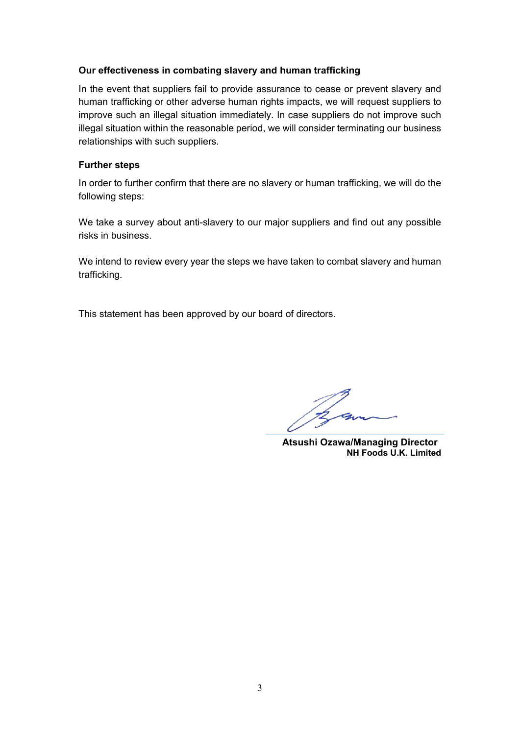**Our effectiveness in combating slavery and human trafficking**

In the event that suppliers fail to provide assurance to cease or prevent slavery and human trafficking or other adverse human rights impacts, we will request suppliers to improve such an illegal situation immediately. In case suppliers do not improve such illegal situation within the reasonable period, we will consider terminating our business relationships with such suppliers.

**Further steps**

In order to further confirm that there are no slavery or human trafficking, we will do the following steps:

We take a survey about anti-slavery to our major suppliers and find out any possible risks in business.

We intend to review every year the steps we have taken to combat slavery and human trafficking.

This statement has been approved by our board of directors.

**Atsushi Ozawa/Managing Director**
**NH Foods U.K. Limited**